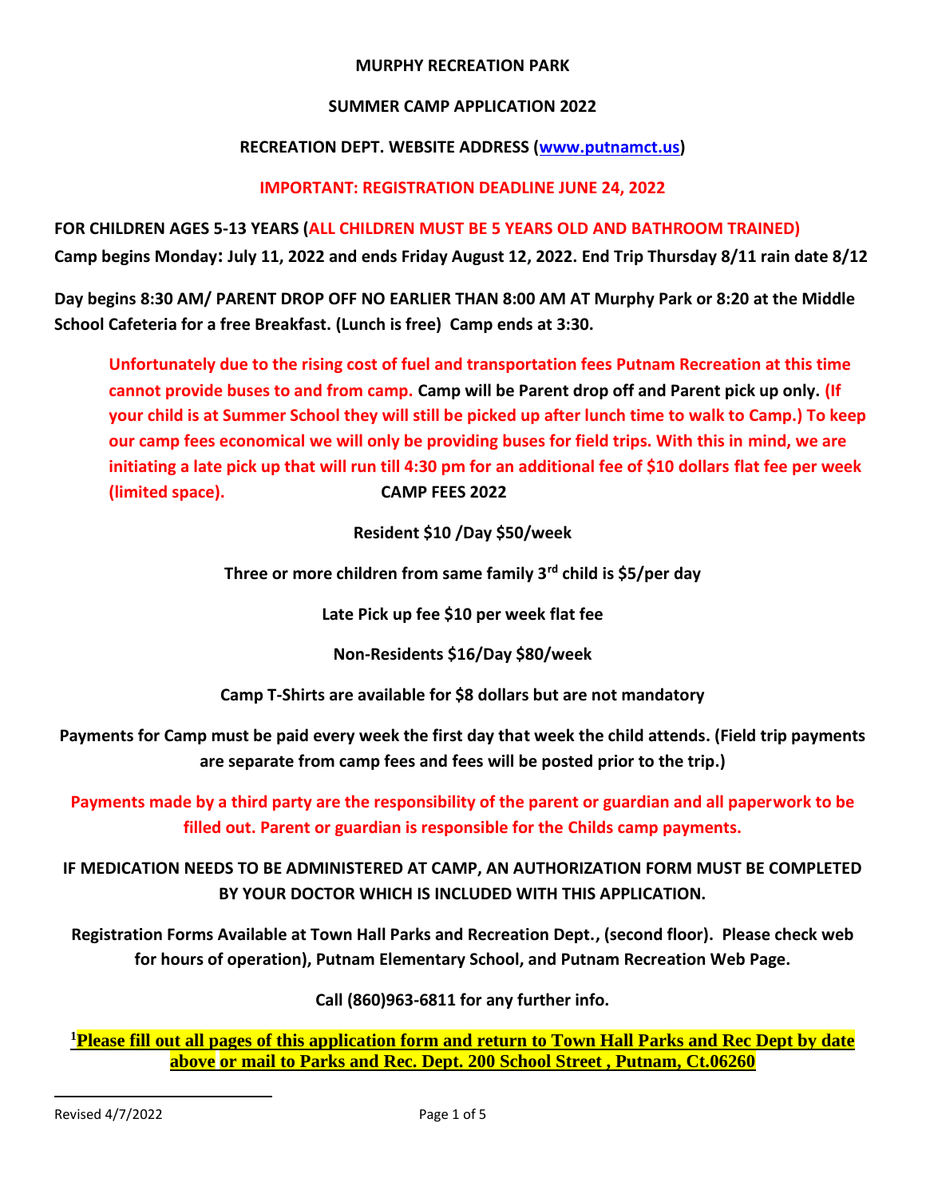**MURPHY RECREATION PARK**

**SUMMER CAMP APPLICATION 2022**

**RECREATION DEPT. WEBSITE ADDRESS (www.putnamct.us)**

**IMPORTANT: REGISTRATION DEADLINE JUNE 24, 2022**

**FOR CHILDREN AGES 5-13 YEARS (ALL CHILDREN MUST BE 5 YEARS OLD AND BATHROOM TRAINED)**

**Camp begins Monday: July 11, 2022 and ends Friday August 12, 2022. End Trip Thursday 8/11 rain date 8/12**

**Day begins 8:30 AM/ PARENT DROP OFF NO EARLIER THAN 8:00 AM AT Murphy Park or 8:20 at the Middle School Cafeteria for a free Breakfast. (Lunch is free) Camp ends at 3:30.**

**Unfortunately due to the rising cost of fuel and transportation fees Putnam Recreation at this time cannot provide buses to and from camp. Camp will be Parent drop off and Parent pick up only. (If your child is at Summer School they will still be picked up after lunch time to walk to Camp.) To keep our camp fees economical we will only be providing buses for field trips. With this in mind, we are initiating a late pick up that will run till 4:30 pm for an additional fee of $10 dollars flat fee per week (limited space).**

**CAMP FEES 2022**

**Resident $10 /Day $50/week**

**Three or more children from same family 3rd child is $5/per day**

**Late Pick up fee $10 per week flat fee**

**Non-Residents $16/Day $80/week**

**Camp T-Shirts are available for $8 dollars but are not mandatory**

**Payments for Camp must be paid every week the first day that week the child attends. (Field trip payments are separate from camp fees and fees will be posted prior to the trip.)**

**Payments made by a third party are the responsibility of the parent or guardian and all paperwork to be filled out. Parent or guardian is responsible for the Childs camp payments.**

**IF MEDICATION NEEDS TO BE ADMINISTERED AT CAMP, AN AUTHORIZATION FORM MUST BE COMPLETED BY YOUR DOCTOR WHICH IS INCLUDED WITH THIS APPLICATION.**

**Registration Forms Available at Town Hall Parks and Recreation Dept., (second floor). Please check web for hours of operation), Putnam Elementary School, and Putnam Recreation Web Page.**

**Call (860)963-6811 for any further info.**

[1]**Please fill out all pages of this application form and return to Town Hall Parks and Rec Dept by date above or mail to Parks and Rec. Dept. 200 School Street , Putnam, Ct.06260**

Revised 4/7/2022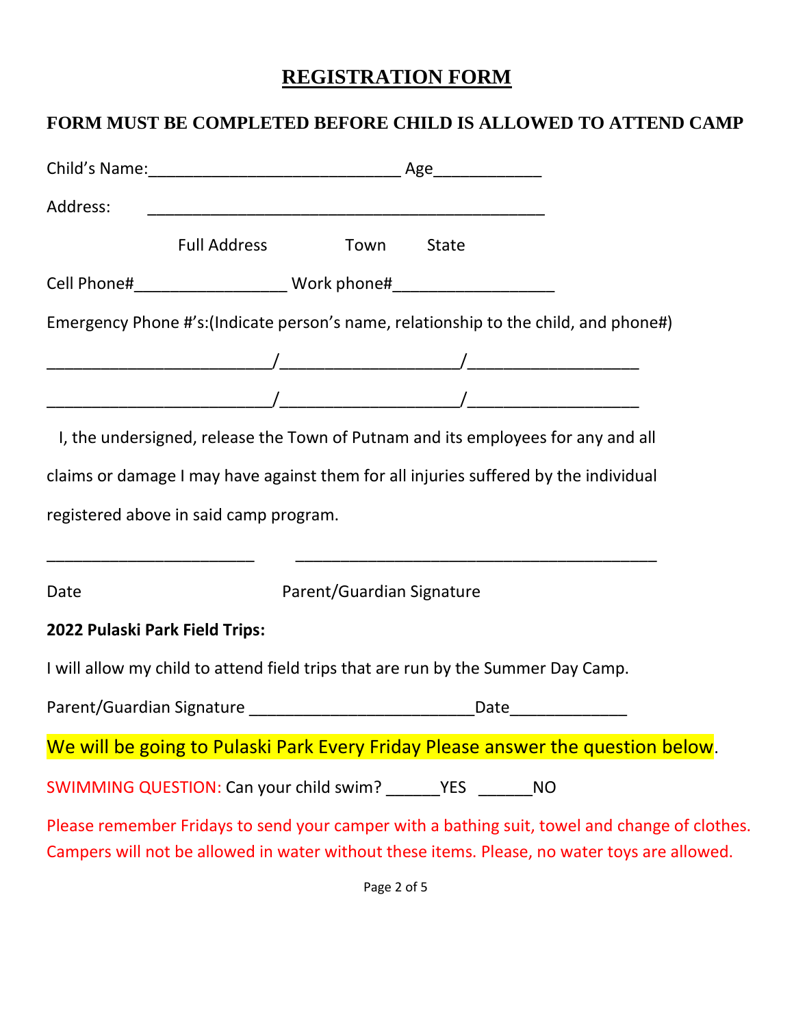# REGISTRATION FORM

## FORM MUST BE COMPLETED BEFORE CHILD IS ALLOWED TO ATTEND CAMP

Child's Name:___________________________ Age____________

Address: _____________________________________________

Full Address Town State

Cell Phone#_________________ Work phone#__________________

Emergency Phone #'s:(Indicate person's name, relationship to the child, and phone#)

_________________________/____________________/___________________

_________________________/____________________/___________________

I, the undersigned, release the Town of Putnam and its employees for any and all claims or damage I may have against them for all injuries suffered by the individual registered above in said camp program.

_______________________ _________________________________________

Date Parent/Guardian Signature

**2022 Pulaski Park Field Trips:**

I will allow my child to attend field trips that are run by the Summer Day Camp.

Parent/Guardian Signature _________________________Date_____________

We will be going to Pulaski Park Every Friday Please answer the question below.

SWIMMING QUESTION: Can your child swim? ______YES ______NO

Please remember Fridays to send your camper with a bathing suit, towel and change of clothes. Campers will not be allowed in water without these items. Please, no water toys are allowed.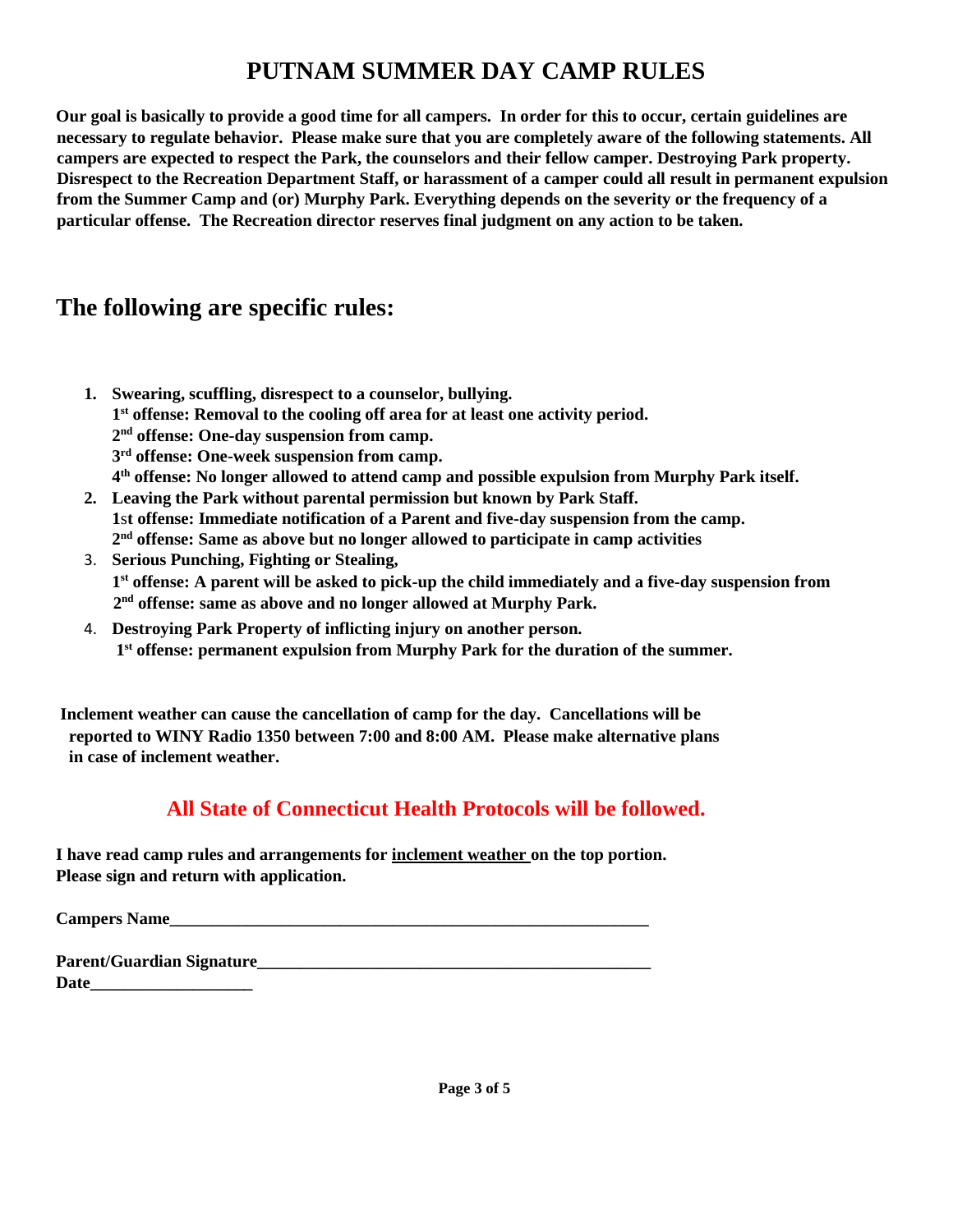# PUTNAM SUMMER DAY CAMP RULES

**Our goal is basically to provide a good time for all campers. In order for this to occur, certain guidelines are necessary to regulate behavior. Please make sure that you are completely aware of the following statements. All campers are expected to respect the Park, the counselors and their fellow camper. Destroying Park property. Disrespect to the Recreation Department Staff, or harassment of a camper could all result in permanent expulsion from the Summer Camp and (or) Murphy Park. Everything depends on the severity or the frequency of a particular offense. The Recreation director reserves final judgment on any action to be taken.**

## The following are specific rules:

1. **Swearing, scuffling, disrespect to a counselor, bullying.**
   **1st offense: Removal to the cooling off area for at least one activity period.**
   **2nd offense: One-day suspension from camp.**
   **3rd offense: One-week suspension from camp.**
   **4th offense: No longer allowed to attend camp and possible expulsion from Murphy Park itself.**
2. **Leaving the Park without parental permission but known by Park Staff.**
   **1st offense: Immediate notification of a Parent and five-day suspension from the camp.**
   **2nd offense: Same as above but no longer allowed to participate in camp activities**
3. **Serious Punching, Fighting or Stealing,**
   **1st offense: A parent will be asked to pick-up the child immediately and a five-day suspension from**
   **2nd offense: same as above and no longer allowed at Murphy Park.**
4. **Destroying Park Property of inflicting injury on another person.**
   **1st offense: permanent expulsion from Murphy Park for the duration of the summer.**

**Inclement weather can cause the cancellation of camp for the day. Cancellations will be reported to WINY Radio 1350 between 7:00 and 8:00 AM. Please make alternative plans in case of inclement weather.**

### All State of Connecticut Health Protocols will be followed.

**I have read camp rules and arrangements for inclement weather on the top portion.**
**Please sign and return with application.**

**Campers Name**\_\_\_\_\_\_\_\_\_\_\_\_\_\_\_\_\_\_\_\_\_\_\_\_\_\_\_\_\_\_\_\_\_\_\_\_\_\_\_\_\_\_\_\_\_\_\_\_

**Parent/Guardian Signature**\_\_\_\_\_\_\_\_\_\_\_\_\_\_\_\_\_\_\_\_\_\_\_\_\_\_\_\_\_\_\_\_\_\_\_\_\_\_\_\_
**Date**\_\_\_\_\_\_\_\_\_\_\_\_\_\_\_\_\_\_\_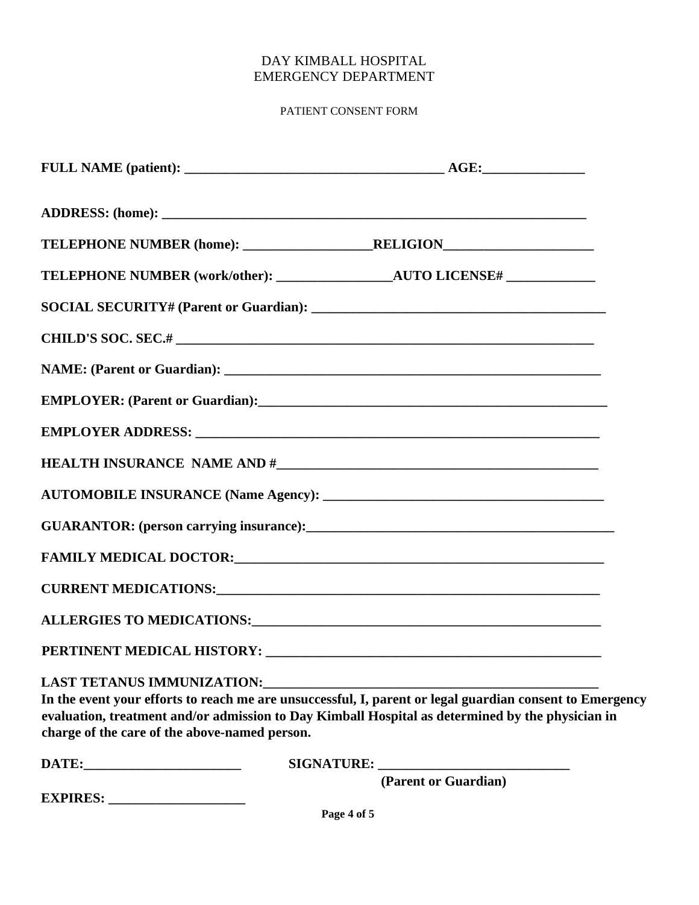DAY KIMBALL HOSPITAL
EMERGENCY DEPARTMENT

PATIENT CONSENT FORM

**FULL NAME (patient): ______________________________________ AGE:_______________**

**ADDRESS: (home): ________________________________________________________________**

**TELEPHONE NUMBER (home): ___________________RELIGION______________________**

**TELEPHONE NUMBER (work/other): _________________AUTO LICENSE# _____________**

**SOCIAL SECURITY# (Parent or Guardian): ____________________________________________**

**CHILD'S SOC. SEC.# ______________________________________________________________**

**NAME: (Parent or Guardian): ________________________________________________________**

**EMPLOYER: (Parent or Guardian):____________________________________________________**

**EMPLOYER ADDRESS: _____________________________________________________________**

**HEALTH INSURANCE NAME AND #________________________________________________**

**AUTOMOBILE INSURANCE (Name Agency): __________________________________________**

**GUARANTOR: (person carrying insurance):_____________________________________________**

**FAMILY MEDICAL DOCTOR:_________________________________________________________**

**CURRENT MEDICATIONS:__________________________________________________________**

**ALLERGIES TO MEDICATIONS:______________________________________________________**

**PERTINENT MEDICAL HISTORY: ____________________________________________________**

**LAST TETANUS IMMUNIZATION:____________________________________________________**

**In the event your efforts to reach me are unsuccessful, I, parent or legal guardian consent to Emergency evaluation, treatment and/or admission to Day Kimball Hospital as determined by the physician in charge of the care of the above-named person.**

**DATE:_______________________ SIGNATURE: ____________________________**

**(Parent or Guardian)**

**EXPIRES: ____________________**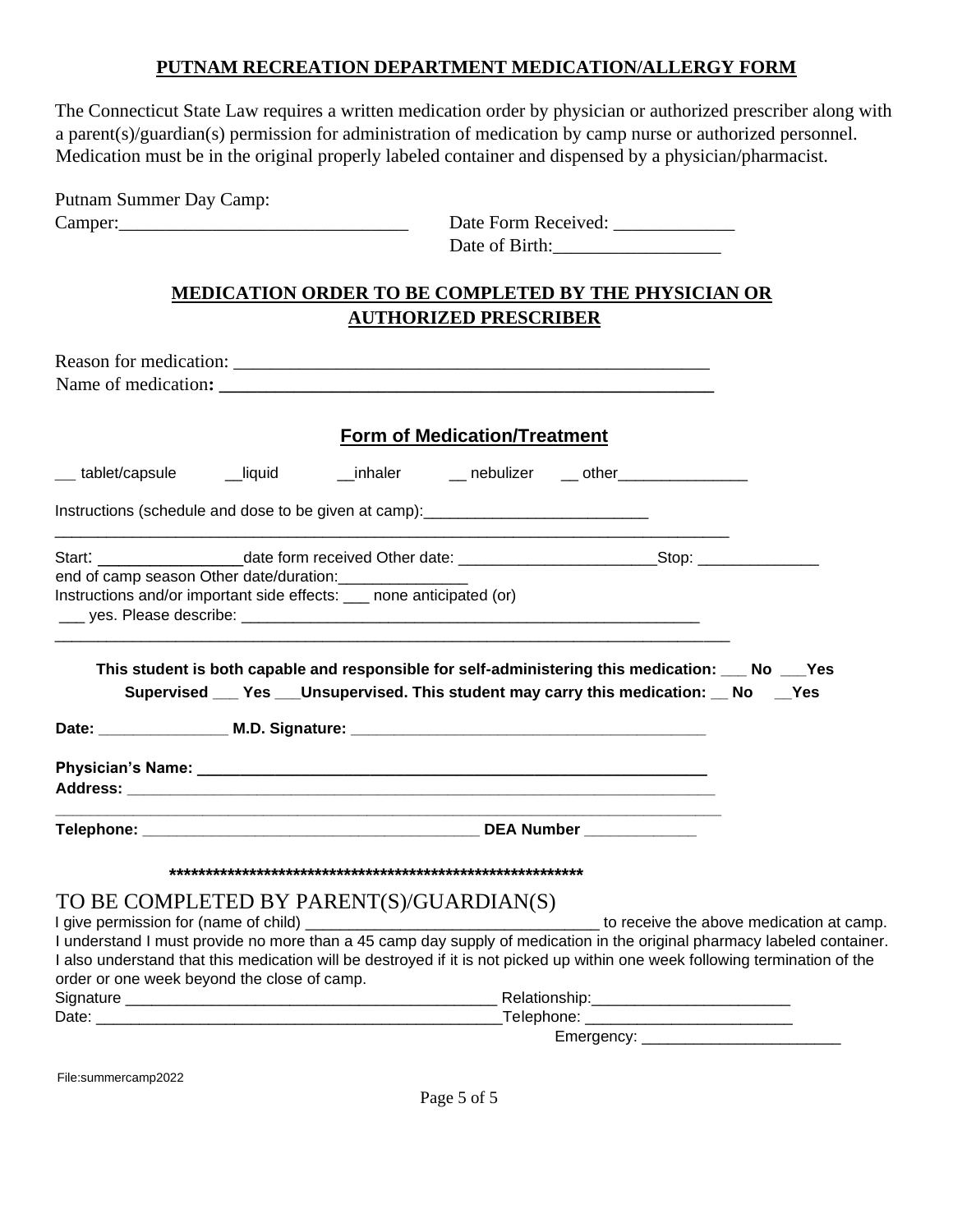# PUTNAM RECREATION DEPARTMENT MEDICATION/ALLERGY FORM

The Connecticut State Law requires a written medication order by physician or authorized prescriber along with a parent(s)/guardian(s) permission for administration of medication by camp nurse or authorized personnel. Medication must be in the original properly labeled container and dispensed by a physician/pharmacist.

Putnam Summer Day Camp:

Camper:_______________________________ Date Form Received: _____________

Date of Birth:__________________

## MEDICATION ORDER TO BE COMPLETED BY THE PHYSICIAN OR AUTHORIZED PRESCRIBER

Reason for medication: ____________________________________________________

Name of medication**: ____________________________________________________**

### Form of Medication/Treatment

___ tablet/capsule __liquid __inhaler __ nebulizer __ other_______________

Instructions (schedule and dose to be given at camp):__________________________

_________________________________________________________________________

Start: ________________date form received Other date: _______________________Stop: ______________ end of camp season Other date/duration:_______________

Instructions and/or important side effects: ___ none anticipated (or)

___ yes. Please describe: ________________________________________________

_________________________________________________________________________

**This student is both capable and responsible for self-administering this medication: ___ No ___Yes**

**Supervised ___ Yes ___Unsupervised. This student may carry this medication: __ No __Yes**

**Date: _______________ M.D. Signature: ________________________________________**

**Physician's Name: ____________________________________________________________**

**Address: ____________________________________________________________________**

_________________________________________________________________________

**Telephone: ______________________________________ DEA Number _____________**

*************************************************************

TO BE COMPLETED BY PARENT(S)/GUARDIAN(S)

I give permission for (name of child) _________________________________ to receive the above medication at camp. I understand I must provide no more than a 45 camp day supply of medication in the original pharmacy labeled container. I also understand that this medication will be destroyed if it is not picked up within one week following termination of the order or one week beyond the close of camp.

Signature ___________________________________________ Relationship:_______________________

Date: ________________________________________________Telephone: ________________________

Emergency: _______________________

File:summercamp2022